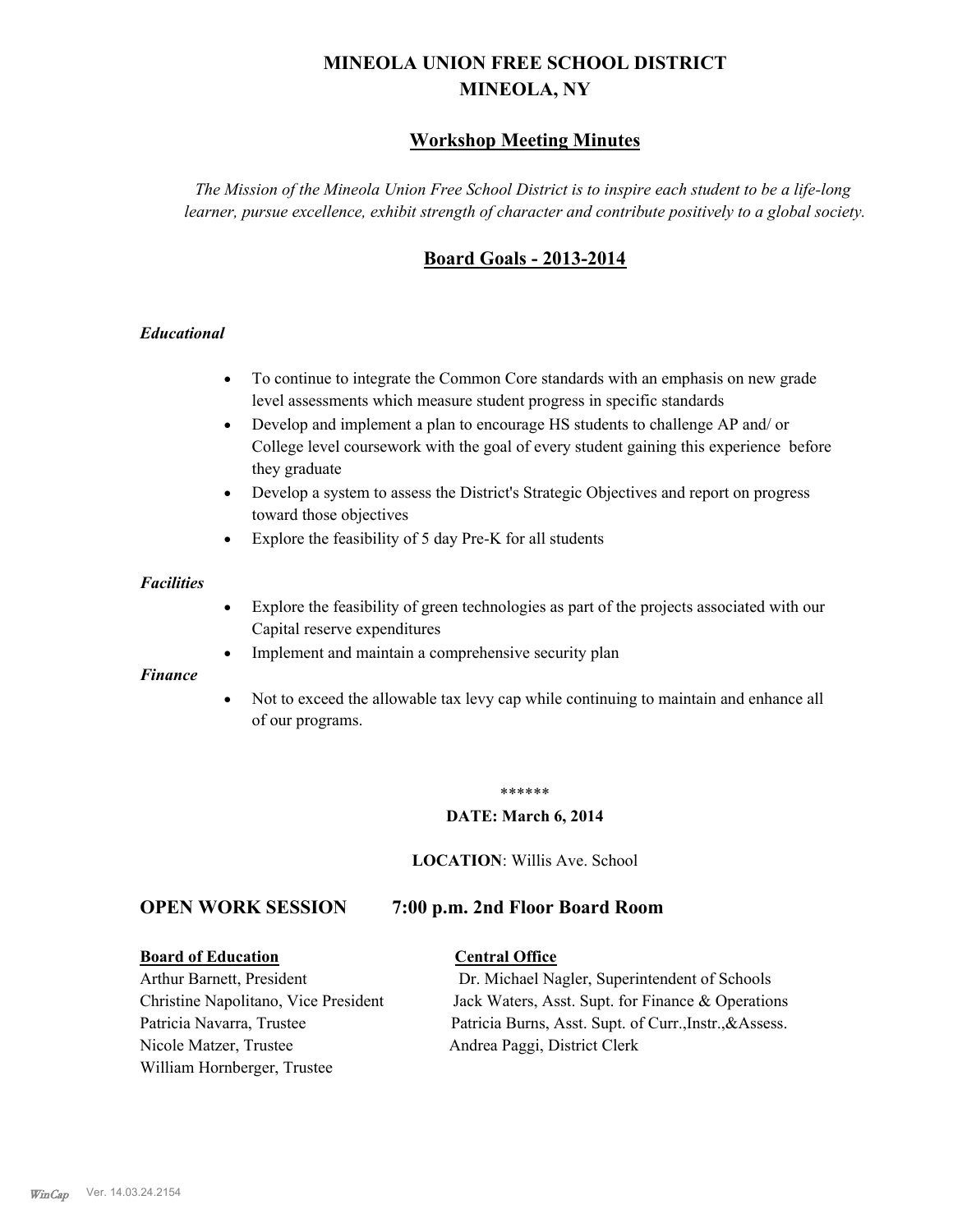# MINEOLA UNION FREE SCHOOL DISTRICT
# MINEOLA, NY

## Workshop Meeting Minutes

*The Mission of the Mineola Union Free School District is to inspire each student to be a life-long learner, pursue excellence, exhibit strength of character and contribute positively to a global society.*

## Board Goals - 2013-2014

***Educational***

- To continue to integrate the Common Core standards with an emphasis on new grade level assessments which measure student progress in specific standards
- Develop and implement a plan to encourage HS students to challenge AP and/ or College level coursework with the goal of every student gaining this experience before they graduate
- Develop a system to assess the District's Strategic Objectives and report on progress toward those objectives
- Explore the feasibility of 5 day Pre-K for all students

***Facilities***

- Explore the feasibility of green technologies as part of the projects associated with our Capital reserve expenditures
- Implement and maintain a comprehensive security plan

***Finance***

- Not to exceed the allowable tax levy cap while continuing to maintain and enhance all of our programs.

******

**DATE: March 6, 2014**

**LOCATION**: Willis Ave. School

## OPEN WORK SESSION 7:00 p.m. 2nd Floor Board Room

**Board of Education**

Arthur Barnett, President
Christine Napolitano, Vice President
Patricia Navarra, Trustee
Nicole Matzer, Trustee
William Hornberger, Trustee

**Central Office**

Dr. Michael Nagler, Superintendent of Schools
Jack Waters, Asst. Supt. for Finance & Operations
Patricia Burns, Asst. Supt. of Curr.,Instr.,&Assess.
Andrea Paggi, District Clerk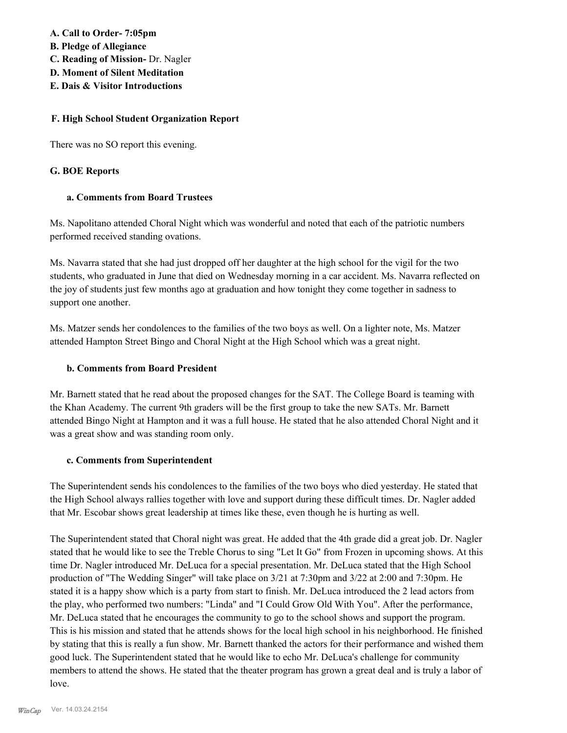**A. Call to Order- 7:05pm**
**B. Pledge of Allegiance**
**C. Reading of Mission-** Dr. Nagler
**D. Moment of Silent Meditation**
**E. Dais & Visitor Introductions**

**F. High School Student Organization Report**

There was no SO report this evening.

**G. BOE Reports**

**a. Comments from Board Trustees**

Ms. Napolitano attended Choral Night which was wonderful and noted that each of the patriotic numbers performed received standing ovations.

Ms. Navarra stated that she had just dropped off her daughter at the high school for the vigil for the two students, who graduated in June that died on Wednesday morning in a car accident. Ms. Navarra reflected on the joy of students just few months ago at graduation and how tonight they come together in sadness to support one another.

Ms. Matzer sends her condolences to the families of the two boys as well. On a lighter note, Ms. Matzer attended Hampton Street Bingo and Choral Night at the High School which was a great night.

**b. Comments from Board President**

Mr. Barnett stated that he read about the proposed changes for the SAT. The College Board is teaming with the Khan Academy. The current 9th graders will be the first group to take the new SATs. Mr. Barnett attended Bingo Night at Hampton and it was a full house. He stated that he also attended Choral Night and it was a great show and was standing room only.

**c. Comments from Superintendent**

The Superintendent sends his condolences to the families of the two boys who died yesterday. He stated that the High School always rallies together with love and support during these difficult times. Dr. Nagler added that Mr. Escobar shows great leadership at times like these, even though he is hurting as well.

The Superintendent stated that Choral night was great. He added that the 4th grade did a great job. Dr. Nagler stated that he would like to see the Treble Chorus to sing "Let It Go" from Frozen in upcoming shows. At this time Dr. Nagler introduced Mr. DeLuca for a special presentation. Mr. DeLuca stated that the High School production of "The Wedding Singer" will take place on 3/21 at 7:30pm and 3/22 at 2:00 and 7:30pm. He stated it is a happy show which is a party from start to finish. Mr. DeLuca introduced the 2 lead actors from the play, who performed two numbers: "Linda" and "I Could Grow Old With You". After the performance, Mr. DeLuca stated that he encourages the community to go to the school shows and support the program. This is his mission and stated that he attends shows for the local high school in his neighborhood. He finished by stating that this is really a fun show. Mr. Barnett thanked the actors for their performance and wished them good luck. The Superintendent stated that he would like to echo Mr. DeLuca's challenge for community members to attend the shows. He stated that the theater program has grown a great deal and is truly a labor of love.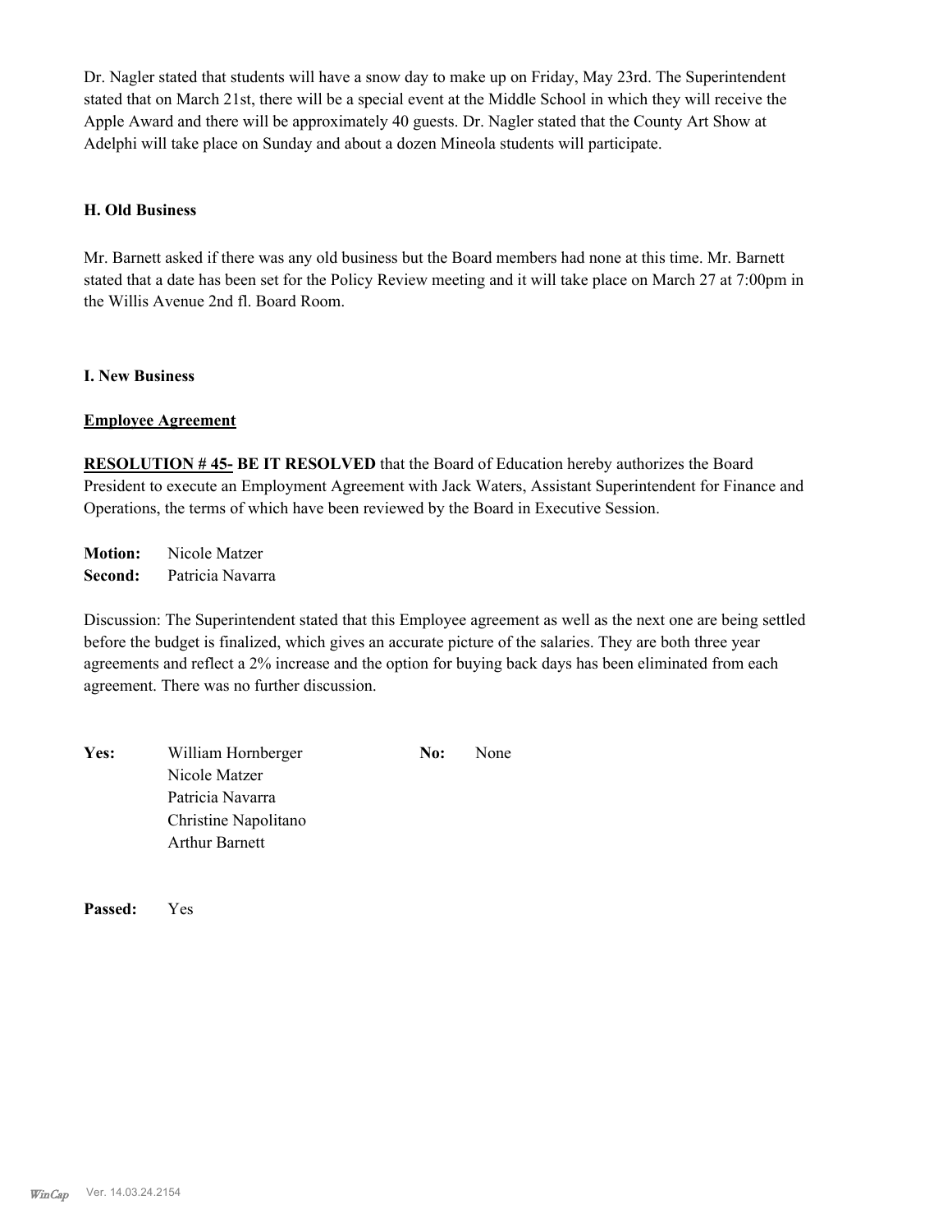Dr. Nagler stated that students will have a snow day to make up on Friday, May 23rd. The Superintendent stated that on March 21st, there will be a special event at the Middle School in which they will receive the Apple Award and there will be approximately 40 guests. Dr. Nagler stated that the County Art Show at Adelphi will take place on Sunday and about a dozen Mineola students will participate.

**H. Old Business**

Mr. Barnett asked if there was any old business but the Board members had none at this time. Mr. Barnett stated that a date has been set for the Policy Review meeting and it will take place on March 27 at 7:00pm in the Willis Avenue 2nd fl. Board Room.

**I. New Business**

**Employee Agreement**

**RESOLUTION # 45- BE IT RESOLVED** that the Board of Education hereby authorizes the Board President to execute an Employment Agreement with Jack Waters, Assistant Superintendent for Finance and Operations, the terms of which have been reviewed by the Board in Executive Session.

**Motion:** Nicole Matzer
**Second:** Patricia Navarra

Discussion: The Superintendent stated that this Employee agreement as well as the next one are being settled before the budget is finalized, which gives an accurate picture of the salaries. They are both three year agreements and reflect a 2% increase and the option for buying back days has been eliminated from each agreement. There was no further discussion.

**Yes:** William Hornberger
Nicole Matzer
Patricia Navarra
Christine Napolitano
Arthur Barnett

**No:** None

**Passed:** Yes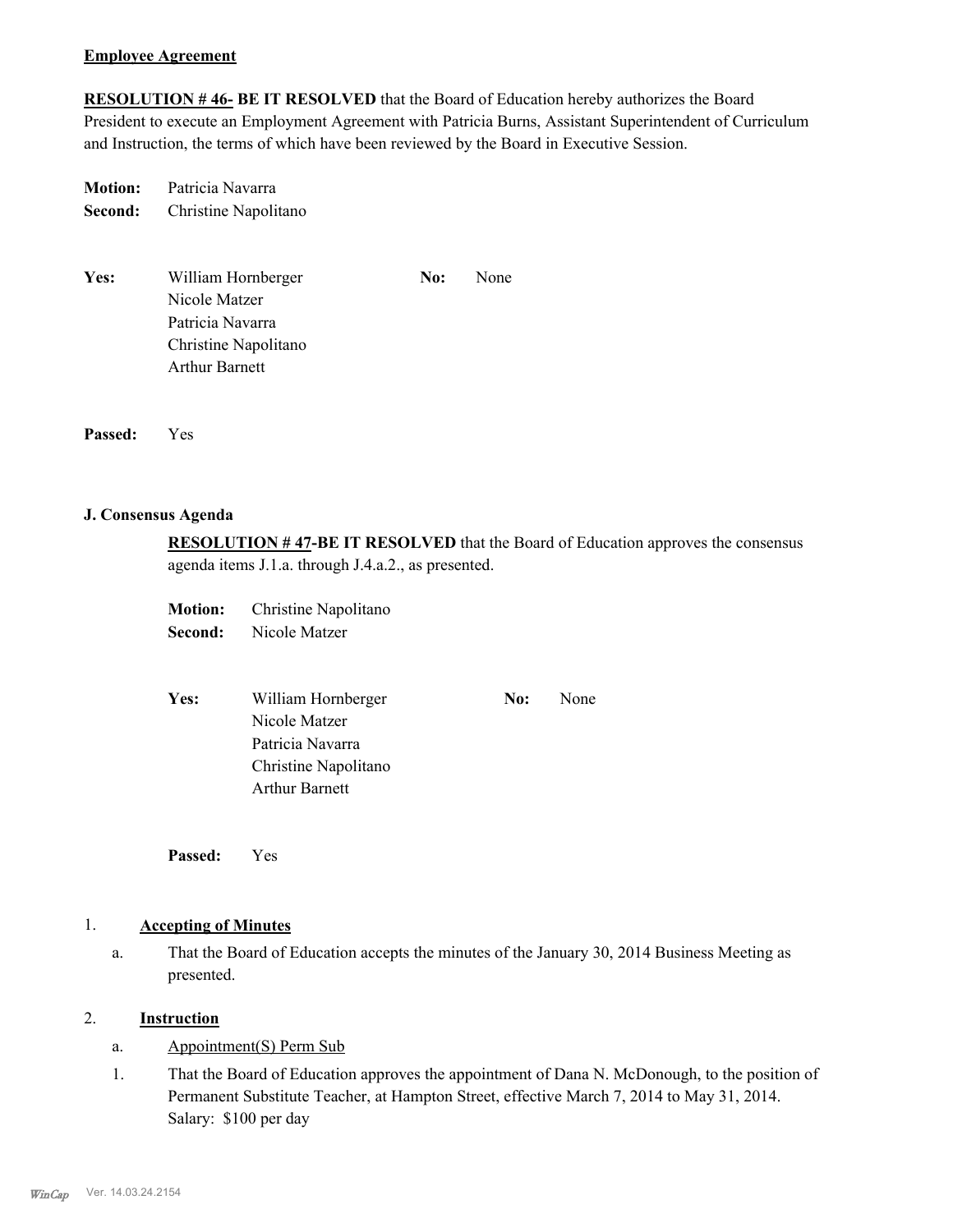**Employee Agreement**

**RESOLUTION # 46- BE IT RESOLVED** that the Board of Education hereby authorizes the Board President to execute an Employment Agreement with Patricia Burns, Assistant Superintendent of Curriculum and Instruction, the terms of which have been reviewed by the Board in Executive Session.

**Motion:** Patricia Navarra
**Second:** Christine Napolitano

**Yes:** William Hornberger, Nicole Matzer, Patricia Navarra, Christine Napolitano, Arthur Barnett

**No:** None

**Passed:** Yes

**J. Consensus Agenda**

**RESOLUTION # 47-BE IT RESOLVED** that the Board of Education approves the consensus agenda items J.1.a. through J.4.a.2., as presented.

**Motion:** Christine Napolitano
**Second:** Nicole Matzer

**Yes:** William Hornberger, Nicole Matzer, Patricia Navarra, Christine Napolitano, Arthur Barnett

**No:** None

**Passed:** Yes

1. **Accepting of Minutes**

   a. That the Board of Education accepts the minutes of the January 30, 2014 Business Meeting as presented.

2. **Instruction**

   a. Appointment(S) Perm Sub

   1. That the Board of Education approves the appointment of Dana N. McDonough, to the position of Permanent Substitute Teacher, at Hampton Street, effective March 7, 2014 to May 31, 2014. Salary: $100 per day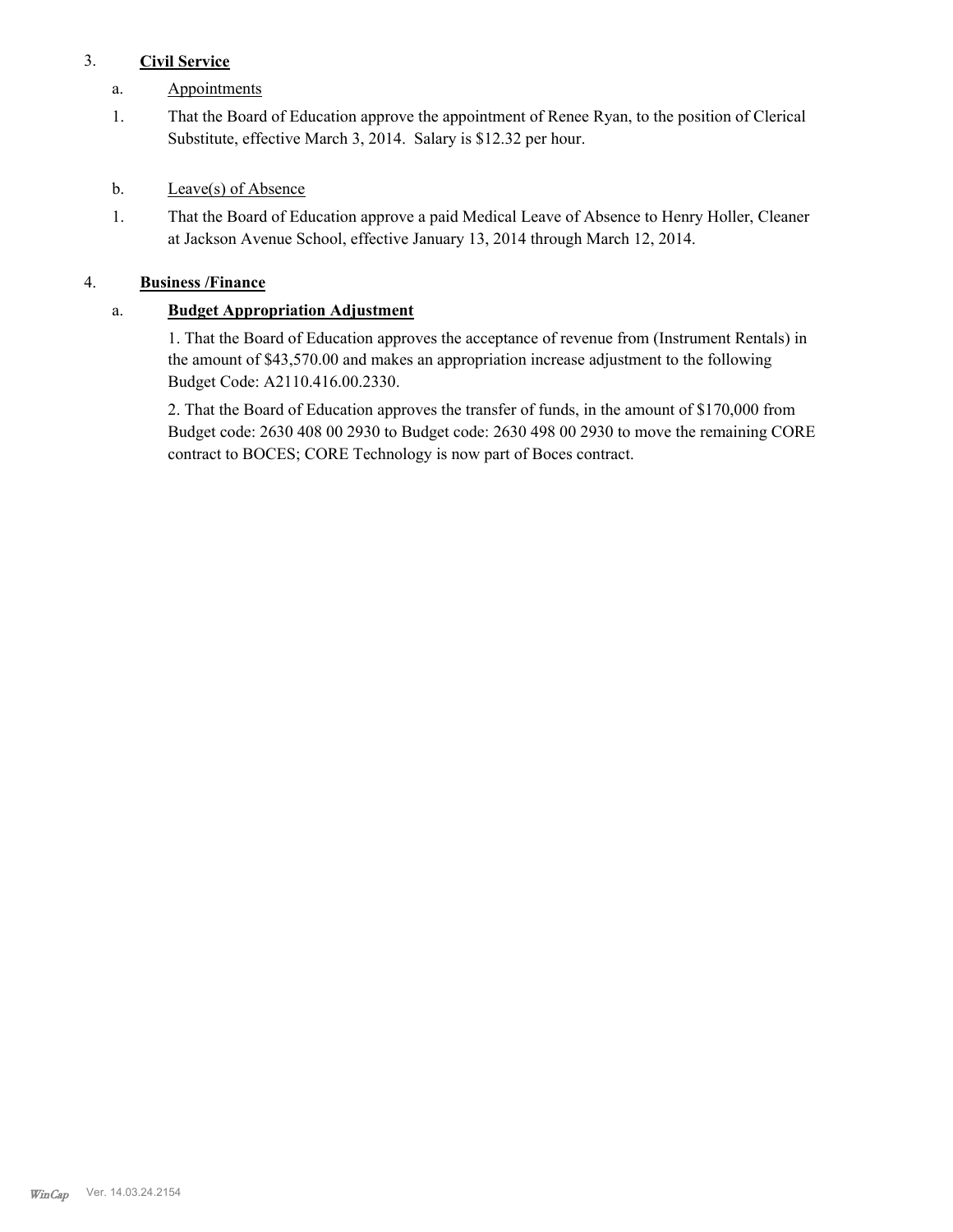3. **Civil Service**

   a. Appointments

   1. That the Board of Education approve the appointment of Renee Ryan, to the position of Clerical Substitute, effective March 3, 2014. Salary is $12.32 per hour.

   b. Leave(s) of Absence

   1. That the Board of Education approve a paid Medical Leave of Absence to Henry Holler, Cleaner at Jackson Avenue School, effective January 13, 2014 through March 12, 2014.

4. **Business /Finance**

   a. **Budget Appropriation Adjustment**

   1. That the Board of Education approves the acceptance of revenue from (Instrument Rentals) in the amount of $43,570.00 and makes an appropriation increase adjustment to the following Budget Code: A2110.416.00.2330.

   2. That the Board of Education approves the transfer of funds, in the amount of $170,000 from Budget code: 2630 408 00 2930 to Budget code: 2630 498 00 2930 to move the remaining CORE contract to BOCES; CORE Technology is now part of Boces contract.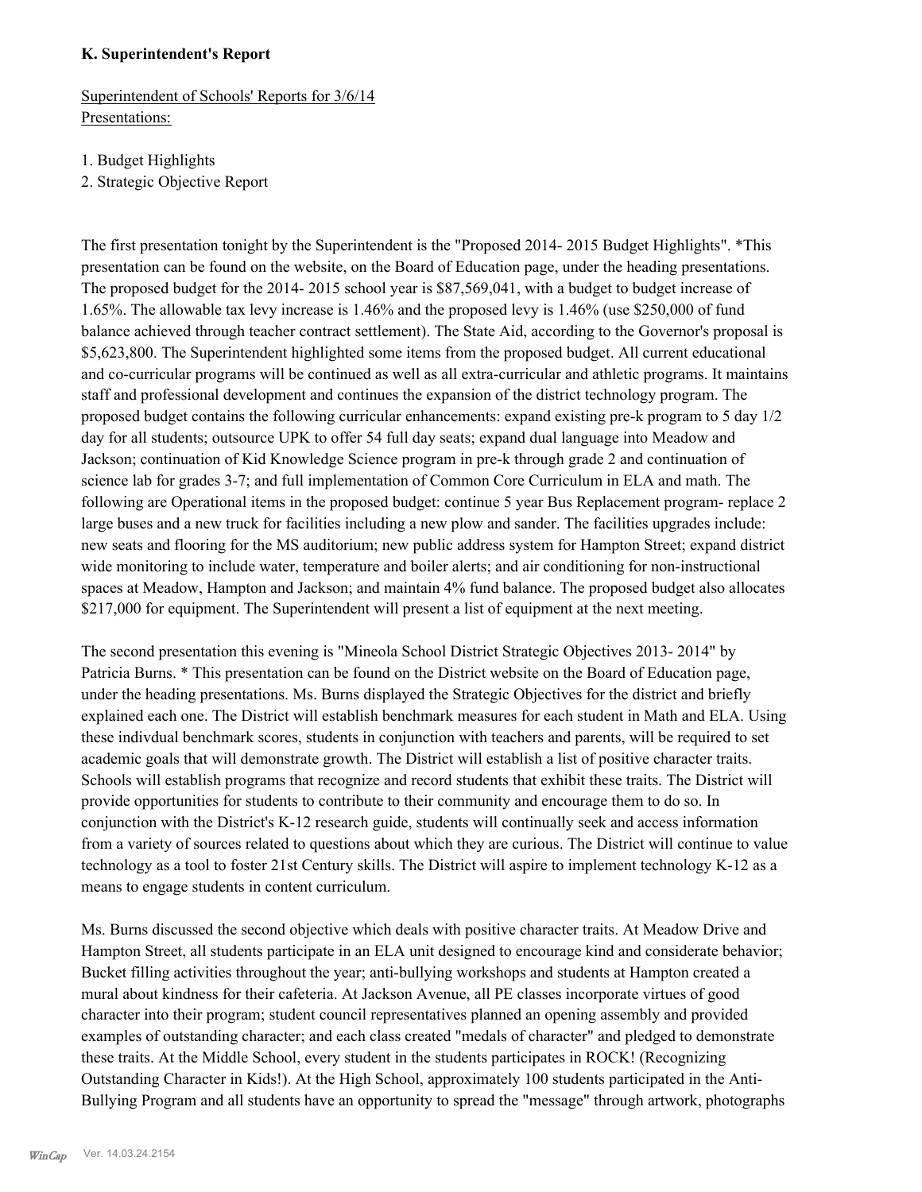**K. Superintendent's Report**

Superintendent of Schools' Reports for 3/6/14
Presentations:

1. Budget Highlights
2. Strategic Objective Report

The first presentation tonight by the Superintendent is the "Proposed 2014- 2015 Budget Highlights". *This presentation can be found on the website, on the Board of Education page, under the heading presentations. The proposed budget for the 2014- 2015 school year is $87,569,041, with a budget to budget increase of 1.65%. The allowable tax levy increase is 1.46% and the proposed levy is 1.46% (use $250,000 of fund balance achieved through teacher contract settlement). The State Aid, according to the Governor's proposal is $5,623,800. The Superintendent highlighted some items from the proposed budget. All current educational and co-curricular programs will be continued as well as all extra-curricular and athletic programs. It maintains staff and professional development and continues the expansion of the district technology program. The proposed budget contains the following curricular enhancements: expand existing pre-k program to 5 day 1/2 day for all students; outsource UPK to offer 54 full day seats; expand dual language into Meadow and Jackson; continuation of Kid Knowledge Science program in pre-k through grade 2 and continuation of science lab for grades 3-7; and full implementation of Common Core Curriculum in ELA and math. The following are Operational items in the proposed budget: continue 5 year Bus Replacement program- replace 2 large buses and a new truck for facilities including a new plow and sander. The facilities upgrades include: new seats and flooring for the MS auditorium; new public address system for Hampton Street; expand district wide monitoring to include water, temperature and boiler alerts; and air conditioning for non-instructional spaces at Meadow, Hampton and Jackson; and maintain 4% fund balance. The proposed budget also allocates $217,000 for equipment. The Superintendent will present a list of equipment at the next meeting.

The second presentation this evening is "Mineola School District Strategic Objectives 2013- 2014" by Patricia Burns. * This presentation can be found on the District website on the Board of Education page, under the heading presentations. Ms. Burns displayed the Strategic Objectives for the district and briefly explained each one. The District will establish benchmark measures for each student in Math and ELA. Using these indivdual benchmark scores, students in conjunction with teachers and parents, will be required to set academic goals that will demonstrate growth. The District will establish a list of positive character traits. Schools will establish programs that recognize and record students that exhibit these traits. The District will provide opportunities for students to contribute to their community and encourage them to do so. In conjunction with the District's K-12 research guide, students will continually seek and access information from a variety of sources related to questions about which they are curious. The District will continue to value technology as a tool to foster 21st Century skills. The District will aspire to implement technology K-12 as a means to engage students in content curriculum.

Ms. Burns discussed the second objective which deals with positive character traits. At Meadow Drive and Hampton Street, all students participate in an ELA unit designed to encourage kind and considerate behavior; Bucket filling activities throughout the year; anti-bullying workshops and students at Hampton created a mural about kindness for their cafeteria. At Jackson Avenue, all PE classes incorporate virtues of good character into their program; student council representatives planned an opening assembly and provided examples of outstanding character; and each class created "medals of character" and pledged to demonstrate these traits. At the Middle School, every student in the students participates in ROCK! (Recognizing Outstanding Character in Kids!). At the High School, approximately 100 students participated in the Anti-Bullying Program and all students have an opportunity to spread the "message" through artwork, photographs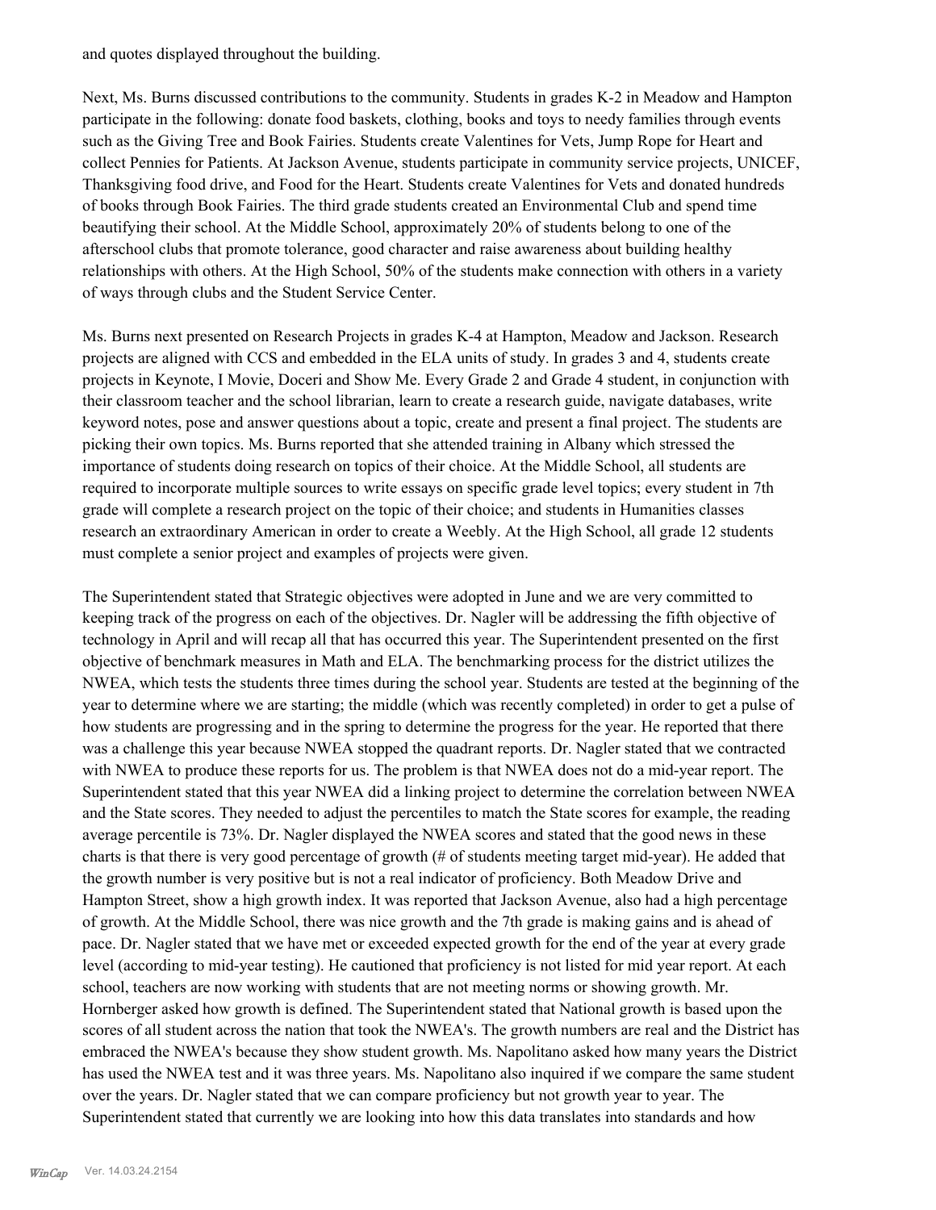and quotes displayed throughout the building.

Next, Ms. Burns discussed contributions to the community. Students in grades K-2 in Meadow and Hampton participate in the following: donate food baskets, clothing, books and toys to needy families through events such as the Giving Tree and Book Fairies. Students create Valentines for Vets, Jump Rope for Heart and collect Pennies for Patients. At Jackson Avenue, students participate in community service projects, UNICEF, Thanksgiving food drive, and Food for the Heart. Students create Valentines for Vets and donated hundreds of books through Book Fairies. The third grade students created an Environmental Club and spend time beautifying their school. At the Middle School, approximately 20% of students belong to one of the afterschool clubs that promote tolerance, good character and raise awareness about building healthy relationships with others. At the High School, 50% of the students make connection with others in a variety of ways through clubs and the Student Service Center.

Ms. Burns next presented on Research Projects in grades K-4 at Hampton, Meadow and Jackson. Research projects are aligned with CCS and embedded in the ELA units of study. In grades 3 and 4, students create projects in Keynote, I Movie, Doceri and Show Me. Every Grade 2 and Grade 4 student, in conjunction with their classroom teacher and the school librarian, learn to create a research guide, navigate databases, write keyword notes, pose and answer questions about a topic, create and present a final project. The students are picking their own topics. Ms. Burns reported that she attended training in Albany which stressed the importance of students doing research on topics of their choice. At the Middle School, all students are required to incorporate multiple sources to write essays on specific grade level topics; every student in 7th grade will complete a research project on the topic of their choice; and students in Humanities classes research an extraordinary American in order to create a Weebly. At the High School, all grade 12 students must complete a senior project and examples of projects were given.

The Superintendent stated that Strategic objectives were adopted in June and we are very committed to keeping track of the progress on each of the objectives. Dr. Nagler will be addressing the fifth objective of technology in April and will recap all that has occurred this year. The Superintendent presented on the first objective of benchmark measures in Math and ELA. The benchmarking process for the district utilizes the NWEA, which tests the students three times during the school year. Students are tested at the beginning of the year to determine where we are starting; the middle (which was recently completed) in order to get a pulse of how students are progressing and in the spring to determine the progress for the year. He reported that there was a challenge this year because NWEA stopped the quadrant reports. Dr. Nagler stated that we contracted with NWEA to produce these reports for us. The problem is that NWEA does not do a mid-year report. The Superintendent stated that this year NWEA did a linking project to determine the correlation between NWEA and the State scores. They needed to adjust the percentiles to match the State scores for example, the reading average percentile is 73%. Dr. Nagler displayed the NWEA scores and stated that the good news in these charts is that there is very good percentage of growth (# of students meeting target mid-year). He added that the growth number is very positive but is not a real indicator of proficiency. Both Meadow Drive and Hampton Street, show a high growth index. It was reported that Jackson Avenue, also had a high percentage of growth. At the Middle School, there was nice growth and the 7th grade is making gains and is ahead of pace. Dr. Nagler stated that we have met or exceeded expected growth for the end of the year at every grade level (according to mid-year testing). He cautioned that proficiency is not listed for mid year report. At each school, teachers are now working with students that are not meeting norms or showing growth. Mr. Hornberger asked how growth is defined. The Superintendent stated that National growth is based upon the scores of all student across the nation that took the NWEA's. The growth numbers are real and the District has embraced the NWEA's because they show student growth. Ms. Napolitano asked how many years the District has used the NWEA test and it was three years. Ms. Napolitano also inquired if we compare the same student over the years. Dr. Nagler stated that we can compare proficiency but not growth year to year. The Superintendent stated that currently we are looking into how this data translates into standards and how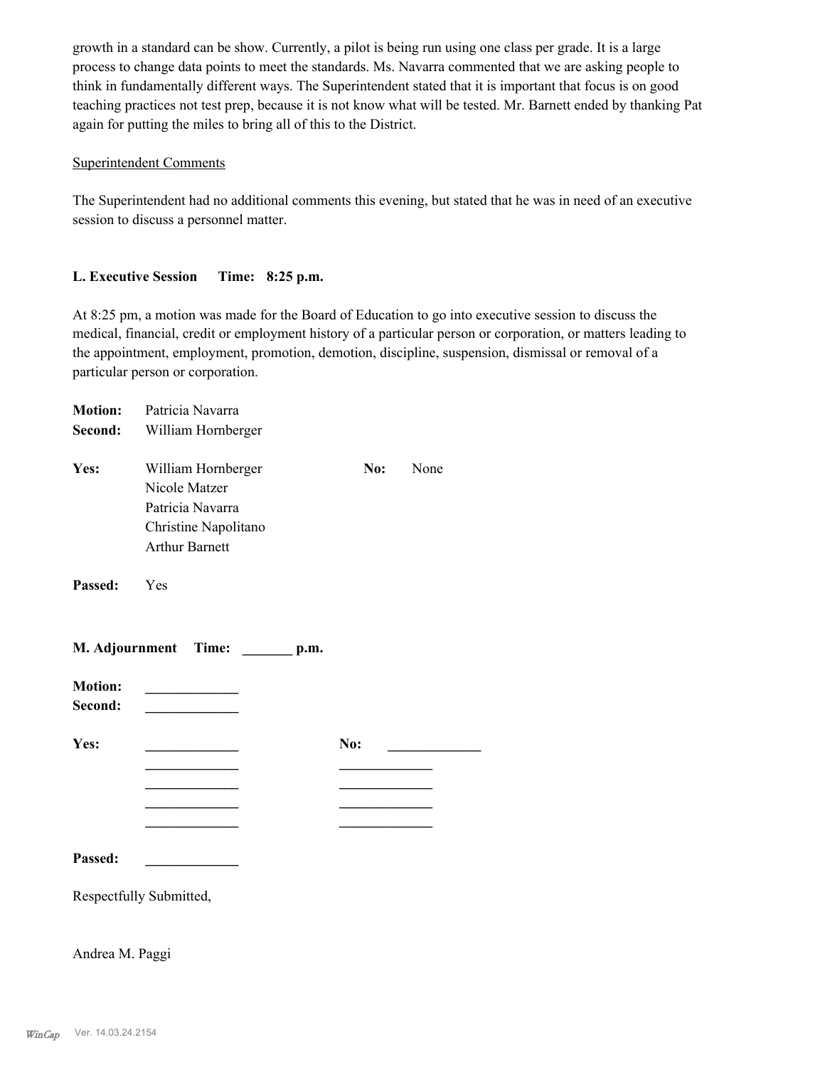growth in a standard can be show. Currently, a pilot is being run using one class per grade. It is a large process to change data points to meet the standards. Ms. Navarra commented that we are asking people to think in fundamentally different ways. The Superintendent stated that it is important that focus is on good teaching practices not test prep, because it is not know what will be tested. Mr. Barnett ended by thanking Pat again for putting the miles to bring all of this to the District.

Superintendent Comments

The Superintendent had no additional comments this evening, but stated that he was in need of an executive session to discuss a personnel matter.

**L. Executive Session      Time:   8:25 p.m.**

At 8:25 pm, a motion was made for the Board of Education to go into executive session to discuss the medical, financial, credit or employment history of a particular person or corporation, or matters leading to the appointment, employment, promotion, demotion, discipline, suspension, dismissal or removal of a particular person or corporation.

**Motion:** Patricia Navarra
**Second:** William Hornberger

**Yes:** William Hornberger
Nicole Matzer
Patricia Navarra
Christine Napolitano
Arthur Barnett

**No:** None

**Passed:** Yes

**M. Adjournment     Time:   _______ p.m.**

**Motion:** _____________
**Second:** _____________

**Yes:** _____________
_____________
_____________
_____________
_____________

**No:** _____________
_____________
_____________
_____________
_____________

**Passed:** _____________

Respectfully Submitted,

Andrea M. Paggi